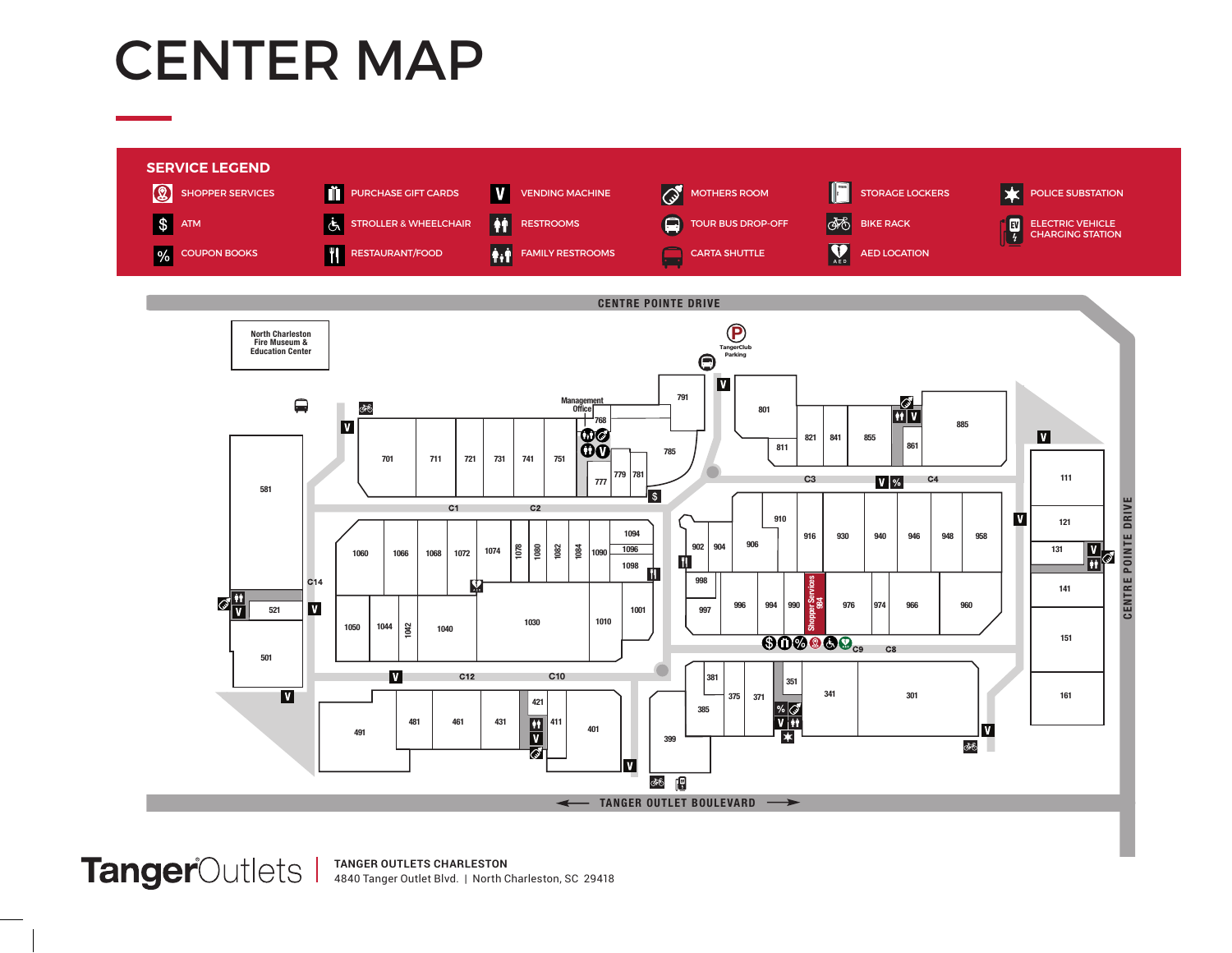# CENTER MAP

## SERVICE LEGEND

- SHOPPER SERVICES
- ATM
- COUPON BOOKS
- PURCHASE GIFT CARDS
- STROLLER & WHEELCHAIR
- RESTAURANT/FOOD
- VENDING MACHINE
- RESTROOMS
- FAMILY RESTROOMS
- MOTHERS ROOM
- TOUR BUS DROP-OFF
- CARTA SHUTTLE
- STORAGE LOCKERS
- BIKE RACK
- AED LOCATION
- POLICE SUBSTATION
- ELECTRIC VEHICLE CHARGING STATION

CENTRE POINTE DRIVE

North Charleston Fire Museum & Education Center

TangerClub Parking

Management Office

701 711 721 731 741 751 768 777 779 781 785 791 801 811 821 841 855 861 885

C1 C2 C3 C4

111 121 131 141 151 161

581 521 501 C14

1060 1066 1068 1072 1074 1078 1080 1082 1084 1090 1094 1096 1098

1050 1044 1042 1040 1030 1010 1001

902 904 906 910 916 930 940 946 948 958

998 997 996 994 990 Shopper Services 984 976 974 966 960

C9 C8

C12 C10

491 481 461 431 421 411 401 399

381 385 375 371 351 341 301

TANGER OUTLET BOULEVARD

TangerOutlets | TANGER OUTLETS CHARLESTON
4840 Tanger Outlet Blvd. | North Charleston, SC 29418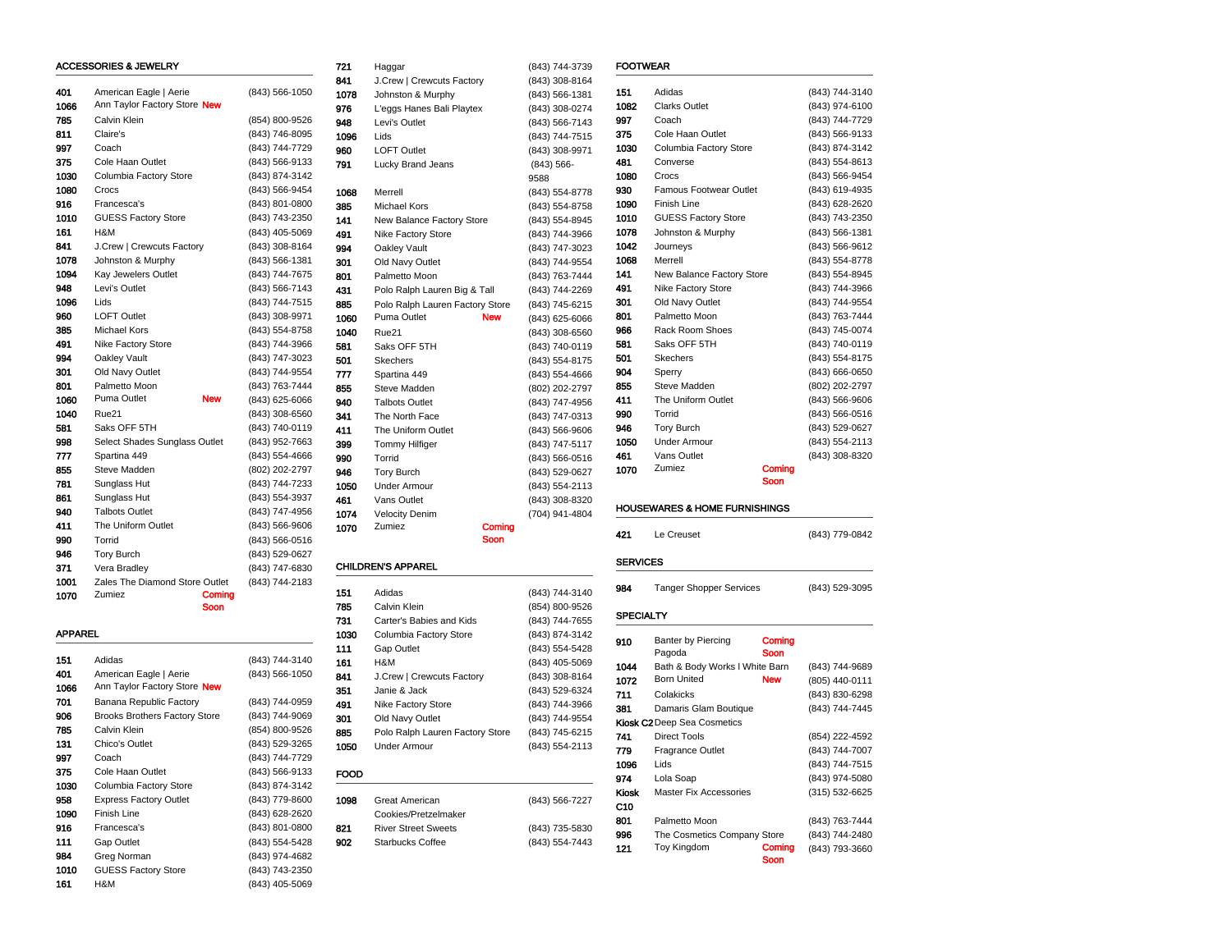### ACCESSORIES & JEWELRY

| | | |
|---|---|---|
| 401 | American Eagle \| Aerie | (843) 566-1050 |
| 1066 | Ann Taylor Factory Store **New** | |
| 785 | Calvin Klein | (854) 800-9526 |
| 811 | Claire's | (843) 746-8095 |
| 997 | Coach | (843) 744-7729 |
| 375 | Cole Haan Outlet | (843) 566-9133 |
| 1030 | Columbia Factory Store | (843) 874-3142 |
| 1080 | Crocs | (843) 566-9454 |
| 916 | Francesca's | (843) 801-0800 |
| 1010 | GUESS Factory Store | (843) 743-2350 |
| 161 | H&M | (843) 405-5069 |
| 841 | J.Crew \| Crewcuts Factory | (843) 308-8164 |
| 1078 | Johnston & Murphy | (843) 566-1381 |
| 1094 | Kay Jewelers Outlet | (843) 744-7675 |
| 948 | Levi's Outlet | (843) 566-7143 |
| 1096 | Lids | (843) 744-7515 |
| 960 | LOFT Outlet | (843) 308-9971 |
| 385 | Michael Kors | (843) 554-8758 |
| 491 | Nike Factory Store | (843) 744-3966 |
| 994 | Oakley Vault | (843) 747-3023 |
| 301 | Old Navy Outlet | (843) 744-9554 |
| 801 | Palmetto Moon | (843) 763-7444 |
| 1060 | Puma Outlet **New** | (843) 625-6066 |
| 1040 | Rue21 | (843) 308-6560 |
| 581 | Saks OFF 5TH | (843) 740-0119 |
| 998 | Select Shades Sunglass Outlet | (843) 952-7663 |
| 777 | Spartina 449 | (843) 554-4666 |
| 855 | Steve Madden | (802) 202-2797 |
| 781 | Sunglass Hut | (843) 744-7233 |
| 861 | Sunglass Hut | (843) 554-3937 |
| 940 | Talbots Outlet | (843) 747-4956 |
| 411 | The Uniform Outlet | (843) 566-9606 |
| 990 | Torrid | (843) 566-0516 |
| 946 | Tory Burch | (843) 529-0627 |
| 371 | Vera Bradley | (843) 747-6830 |
| 1001 | Zales The Diamond Store Outlet | (843) 744-2183 |
| 1070 | Zumiez **Coming Soon** | |

### APPAREL

| | | |
|---|---|---|
| 151 | Adidas | (843) 744-3140 |
| 401 | American Eagle \| Aerie | (843) 566-1050 |
| 1066 | Ann Taylor Factory Store **New** | |
| 701 | Banana Republic Factory | (843) 744-0959 |
| 906 | Brooks Brothers Factory Store | (843) 744-9069 |
| 785 | Calvin Klein | (854) 800-9526 |
| 131 | Chico's Outlet | (843) 529-3265 |
| 997 | Coach | (843) 744-7729 |
| 375 | Cole Haan Outlet | (843) 566-9133 |
| 1030 | Columbia Factory Store | (843) 874-3142 |
| 958 | Express Factory Outlet | (843) 779-8600 |
| 1090 | Finish Line | (843) 628-2620 |
| 916 | Francesca's | (843) 801-0800 |
| 111 | Gap Outlet | (843) 554-5428 |
| 984 | Greg Norman | (843) 974-4682 |
| 1010 | GUESS Factory Store | (843) 743-2350 |
| 161 | H&M | (843) 405-5069 |
| 721 | Haggar | (843) 744-3739 |
| 841 | J.Crew \| Crewcuts Factory | (843) 308-8164 |
| 1078 | Johnston & Murphy | (843) 566-1381 |
| 976 | L'eggs Hanes Bali Playtex | (843) 308-0274 |
| 948 | Levi's Outlet | (843) 566-7143 |
| 1096 | Lids | (843) 744-7515 |
| 960 | LOFT Outlet | (843) 308-9971 |
| 791 | Lucky Brand Jeans | (843) 566-9588 |
| 1068 | Merrell | (843) 554-8778 |
| 385 | Michael Kors | (843) 554-8758 |
| 141 | New Balance Factory Store | (843) 554-8945 |
| 491 | Nike Factory Store | (843) 744-3966 |
| 994 | Oakley Vault | (843) 747-3023 |
| 301 | Old Navy Outlet | (843) 744-9554 |
| 801 | Palmetto Moon | (843) 763-7444 |
| 431 | Polo Ralph Lauren Big & Tall | (843) 744-2269 |
| 885 | Polo Ralph Lauren Factory Store | (843) 745-6215 |
| 1060 | Puma Outlet **New** | (843) 625-6066 |
| 1040 | Rue21 | (843) 308-6560 |
| 581 | Saks OFF 5TH | (843) 740-0119 |
| 501 | Skechers | (843) 554-8175 |
| 777 | Spartina 449 | (843) 554-4666 |
| 855 | Steve Madden | (802) 202-2797 |
| 940 | Talbots Outlet | (843) 747-4956 |
| 341 | The North Face | (843) 747-0313 |
| 411 | The Uniform Outlet | (843) 566-9606 |
| 399 | Tommy Hilfiger | (843) 747-5117 |
| 990 | Torrid | (843) 566-0516 |
| 946 | Tory Burch | (843) 529-0627 |
| 1050 | Under Armour | (843) 554-2113 |
| 461 | Vans Outlet | (843) 308-8320 |
| 1074 | Velocity Denim | (704) 941-4804 |
| 1070 | Zumiez **Coming Soon** | |

### CHILDREN'S APPAREL

| | | |
|---|---|---|
| 151 | Adidas | (843) 744-3140 |
| 785 | Calvin Klein | (854) 800-9526 |
| 731 | Carter's Babies and Kids | (843) 744-7655 |
| 1030 | Columbia Factory Store | (843) 874-3142 |
| 111 | Gap Outlet | (843) 554-5428 |
| 161 | H&M | (843) 405-5069 |
| 841 | J.Crew \| Crewcuts Factory | (843) 308-8164 |
| 351 | Janie & Jack | (843) 529-6324 |
| 491 | Nike Factory Store | (843) 744-3966 |
| 301 | Old Navy Outlet | (843) 744-9554 |
| 885 | Polo Ralph Lauren Factory Store | (843) 745-6215 |
| 1050 | Under Armour | (843) 554-2113 |

### FOOD

| | | |
|---|---|---|
| 1098 | Great American Cookies/Pretzelmaker | (843) 566-7227 |
| 821 | River Street Sweets | (843) 735-5830 |
| 902 | Starbucks Coffee | (843) 554-7443 |

### FOOTWEAR

| | | |
|---|---|---|
| 151 | Adidas | (843) 744-3140 |
| 1082 | Clarks Outlet | (843) 974-6100 |
| 997 | Coach | (843) 744-7729 |
| 375 | Cole Haan Outlet | (843) 566-9133 |
| 1030 | Columbia Factory Store | (843) 874-3142 |
| 481 | Converse | (843) 554-8613 |
| 1080 | Crocs | (843) 566-9454 |
| 930 | Famous Footwear Outlet | (843) 619-4935 |
| 1090 | Finish Line | (843) 628-2620 |
| 1010 | GUESS Factory Store | (843) 743-2350 |
| 1078 | Johnston & Murphy | (843) 566-1381 |
| 1042 | Journeys | (843) 566-9612 |
| 1068 | Merrell | (843) 554-8778 |
| 141 | New Balance Factory Store | (843) 554-8945 |
| 491 | Nike Factory Store | (843) 744-3966 |
| 301 | Old Navy Outlet | (843) 744-9554 |
| 801 | Palmetto Moon | (843) 763-7444 |
| 966 | Rack Room Shoes | (843) 745-0074 |
| 581 | Saks OFF 5TH | (843) 740-0119 |
| 501 | Skechers | (843) 554-8175 |
| 904 | Sperry | (843) 666-0650 |
| 855 | Steve Madden | (802) 202-2797 |
| 411 | The Uniform Outlet | (843) 566-9606 |
| 990 | Torrid | (843) 566-0516 |
| 946 | Tory Burch | (843) 529-0627 |
| 1050 | Under Armour | (843) 554-2113 |
| 461 | Vans Outlet | (843) 308-8320 |
| 1070 | Zumiez **Coming Soon** | |

### HOUSEWARES & HOME FURNISHINGS

| | | |
|---|---|---|
| 421 | Le Creuset | (843) 779-0842 |

### SERVICES

| | | |
|---|---|---|
| 984 | Tanger Shopper Services | (843) 529-3095 |

### SPECIALTY

| | | |
|---|---|---|
| 910 | Banter by Piercing Pagoda **Coming Soon** | |
| 1044 | Bath & Body Works I White Barn | (843) 744-9689 |
| 1072 | Born United **New** | (805) 440-0111 |
| 711 | Colakicks | (843) 830-6298 |
| 381 | Damaris Glam Boutique | (843) 744-7445 |
| Kiosk C2 | Deep Sea Cosmetics | |
| 741 | Direct Tools | (854) 222-4592 |
| 779 | Fragrance Outlet | (843) 744-7007 |
| 1096 | Lids | (843) 744-7515 |
| 974 | Lola Soap | (843) 974-5080 |
| Kiosk C10 | Master Fix Accessories | (315) 532-6625 |
| 801 | Palmetto Moon | (843) 763-7444 |
| 996 | The Cosmetics Company Store | (843) 744-2480 |
| 121 | Toy Kingdom **Coming Soon** | (843) 793-3660 |